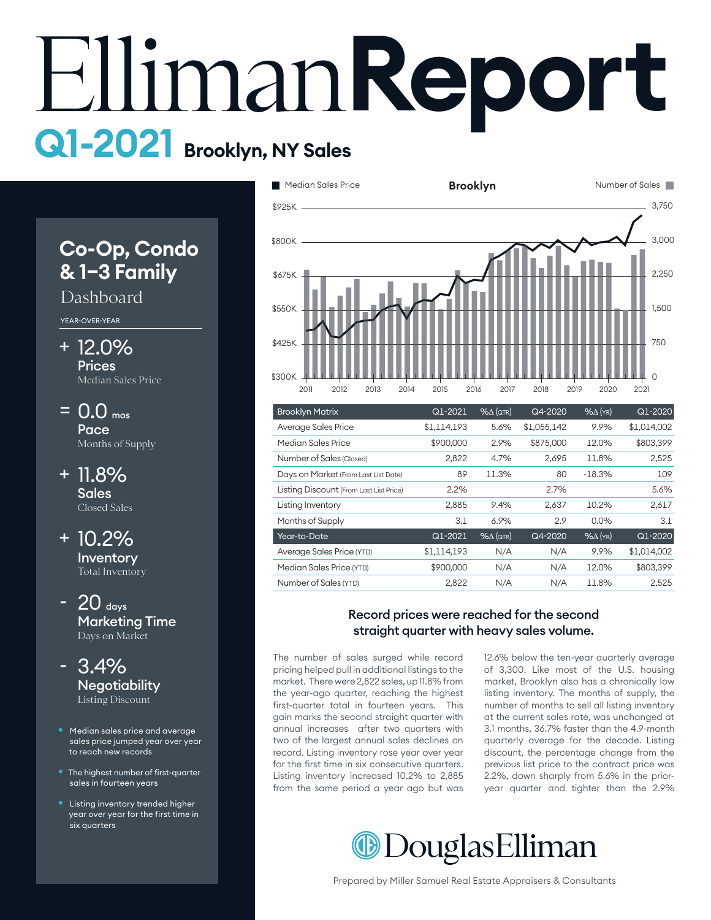# EllimanReport

## Q1-2021 Brooklyn, NY Sales

### Co-Op, Condo & 1–3 Family Dashboard

YEAR-OVER-YEAR

**+ 12.0%**
**Prices**
Median Sales Price

**= 0.0 mos**
**Pace**
Months of Supply

**+ 11.8%**
**Sales**
Closed Sales

**+ 10.2%**
**Inventory**
Total Inventory

**- 20 days**
**Marketing Time**
Days on Market

**- 3.4%**
**Negotiability**
Listing Discount

- Median sales price and average sales price jumped year over year to reach new records
- The highest number of first-quarter sales in fourteen years
- Listing inventory trended higher year over year for the first time in six quarters

| Brooklyn Matrix | Q1-2021 | %Δ (QTR) | Q4-2020 | %Δ (YR) | Q1-2020 |
|---|---|---|---|---|---|
| Average Sales Price | $1,114,193 | 5.6% | $1,055,142 | 9.9% | $1,014,002 |
| Median Sales Price | $900,000 | 2.9% | $875,000 | 12.0% | $803,399 |
| Number of Sales (Closed) | 2,822 | 4.7% | 2,695 | 11.8% | 2,525 |
| Days on Market (From Last List Date) | 89 | 11.3% | 80 | -18.3% | 109 |
| Listing Discount (From Last List Price) | 2.2% | | 2.7% | | 5.6% |
| Listing Inventory | 2,885 | 9.4% | 2,637 | 10.2% | 2,617 |
| Months of Supply | 3.1 | 6.9% | 2.9 | 0.0% | 3.1 |
| **Year-to-Date** | **Q1-2021** | **%Δ (QTR)** | **Q4-2020** | **%Δ (YR)** | **Q1-2020** |
| Average Sales Price (YTD) | $1,114,193 | N/A | N/A | 9.9% | $1,014,002 |
| Median Sales Price (YTD) | $900,000 | N/A | N/A | 12.0% | $803,399 |
| Number of Sales (YTD) | 2,822 | N/A | N/A | 11.8% | 2,525 |

### Record prices were reached for the second straight quarter with heavy sales volume.

The number of sales surged while record pricing helped pull in additional listings to the market. There were 2,822 sales, up 11.8% from the year-ago quarter, reaching the highest first-quarter total in fourteen years. This gain marks the second straight quarter with annual increases after two quarters with two of the largest annual sales declines on record. Listing inventory rose year over year for the first time in six consecutive quarters. Listing inventory increased 10.2% to 2,885 from the same period a year ago but was 12.6% below the ten-year quarterly average of 3,300. Like most of the U.S. housing market, Brooklyn also has a chronically low listing inventory. The months of supply, the number of months to sell all listing inventory at the current sales rate, was unchanged at 3.1 months, 36.7% faster than the 4.9-month quarterly average for the decade. Listing discount, the percentage change from the previous list price to the contract price was 2.2%, down sharply from 5.6% in the prior-year quarter and tighter than the 2.9%

DouglasElliman

Prepared by Miller Samuel Real Estate Appraisers & Consultants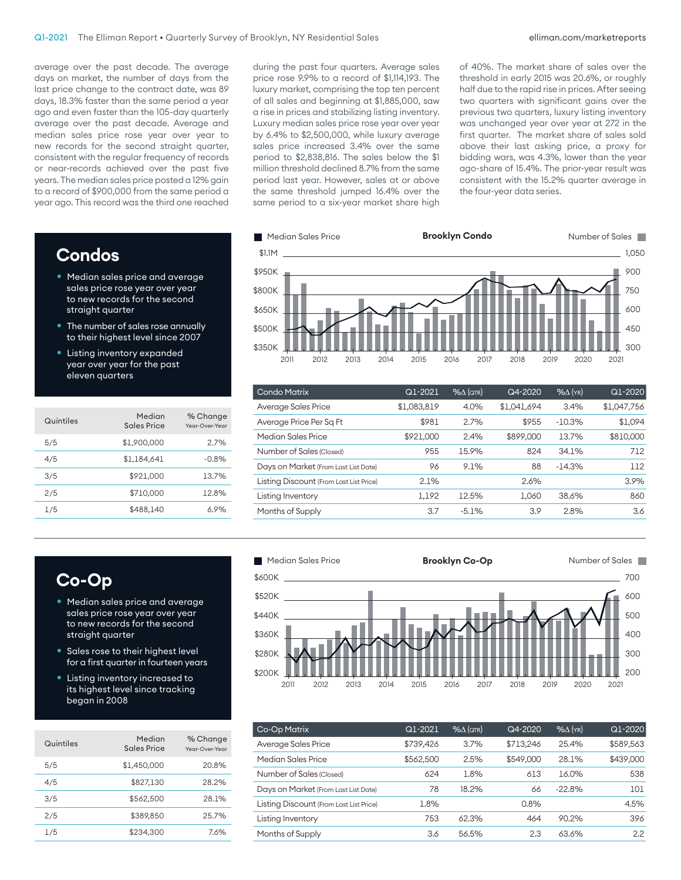average over the past decade. The average days on market, the number of days from the last price change to the contract date, was 89 days, 18.3% faster than the same period a year ago and even faster than the 105-day quarterly average over the past decade. Average and median sales price rose year over year to new records for the second straight quarter, consistent with the regular frequency of records or near-records achieved over the past five years. The median sales price posted a 12% gain to a record of $900,000 from the same period a year ago. This record was the third one reached during the past four quarters. Average sales price rose 9.9% to a record of $1,114,193. The luxury market, comprising the top ten percent of all sales and beginning at $1,885,000, saw a rise in prices and stabilizing listing inventory. Luxury median sales price rose year over year by 6.4% to $2,500,000, while luxury average sales price increased 3.4% over the same period to $2,838,816. The sales below the $1 million threshold declined 8.7% from the same period last year. However, sales at or above the same threshold jumped 16.4% over the same period to a six-year market share high of 40%. The market share of sales over the threshold in early 2015 was 20.6%, or roughly half due to the rapid rise in prices. After seeing two quarters with significant gains over the previous two quarters, luxury listing inventory was unchanged year over year at 272 in the first quarter. The market share of sales sold above their last asking price, a proxy for bidding wars, was 4.3%, lower than the year ago-share of 15.4%. The prior-year result was consistent with the 15.2% quarter average in the four-year data series.

## Condos

- Median sales price and average sales price rose year over year to new records for the second straight quarter
- The number of sales rose annually to their highest level since 2007
- Listing inventory expanded year over year for the past eleven quarters

| Quintiles | Median Sales Price | % Change Year-Over-Year |
|---|---|---|
| 5/5 | $1,900,000 | 2.7% |
| 4/5 | $1,184,641 | -0.8% |
| 3/5 | $921,000 | 13.7% |
| 2/5 | $710,000 | 12.8% |
| 1/5 | $488,140 | 6.9% |

**Brooklyn Condo** (Median Sales Price / Number of Sales)

| Condo Matrix | Q1-2021 | %Δ (QTR) | Q4-2020 | %Δ (YR) | Q1-2020 |
|---|---|---|---|---|---|
| Average Sales Price | $1,083,819 | 4.0% | $1,041,694 | 3.4% | $1,047,756 |
| Average Price Per Sq Ft | $981 | 2.7% | $955 | -10.3% | $1,094 |
| Median Sales Price | $921,000 | 2.4% | $899,000 | 13.7% | $810,000 |
| Number of Sales (Closed) | 955 | 15.9% | 824 | 34.1% | 712 |
| Days on Market (From Last List Date) | 96 | 9.1% | 88 | -14.3% | 112 |
| Listing Discount (From Last List Price) | 2.1% | | 2.6% | | 3.9% |
| Listing Inventory | 1,192 | 12.5% | 1,060 | 38.6% | 860 |
| Months of Supply | 3.7 | -5.1% | 3.9 | 2.8% | 3.6 |

## Co-Op

- Median sales price and average sales price rose year over year to new records for the second straight quarter
- Sales rose to their highest level for a first quarter in fourteen years
- Listing inventory increased to its highest level since tracking began in 2008

| Quintiles | Median Sales Price | % Change Year-Over-Year |
|---|---|---|
| 5/5 | $1,450,000 | 20.8% |
| 4/5 | $827,130 | 28.2% |
| 3/5 | $562,500 | 28.1% |
| 2/5 | $389,850 | 25.7% |
| 1/5 | $234,300 | 7.6% |

**Brooklyn Co-Op** (Median Sales Price / Number of Sales)

| Co-Op Matrix | Q1-2021 | %Δ (QTR) | Q4-2020 | %Δ (YR) | Q1-2020 |
|---|---|---|---|---|---|
| Average Sales Price | $739,426 | 3.7% | $713,246 | 25.4% | $589,563 |
| Median Sales Price | $562,500 | 2.5% | $549,000 | 28.1% | $439,000 |
| Number of Sales (Closed) | 624 | 1.8% | 613 | 16.0% | 538 |
| Days on Market (From Last List Date) | 78 | 18.2% | 66 | -22.8% | 101 |
| Listing Discount (From Last List Price) | 1.8% | | 0.8% | | 4.5% |
| Listing Inventory | 753 | 62.3% | 464 | 90.2% | 396 |
| Months of Supply | 3.6 | 56.5% | 2.3 | 63.6% | 2.2 |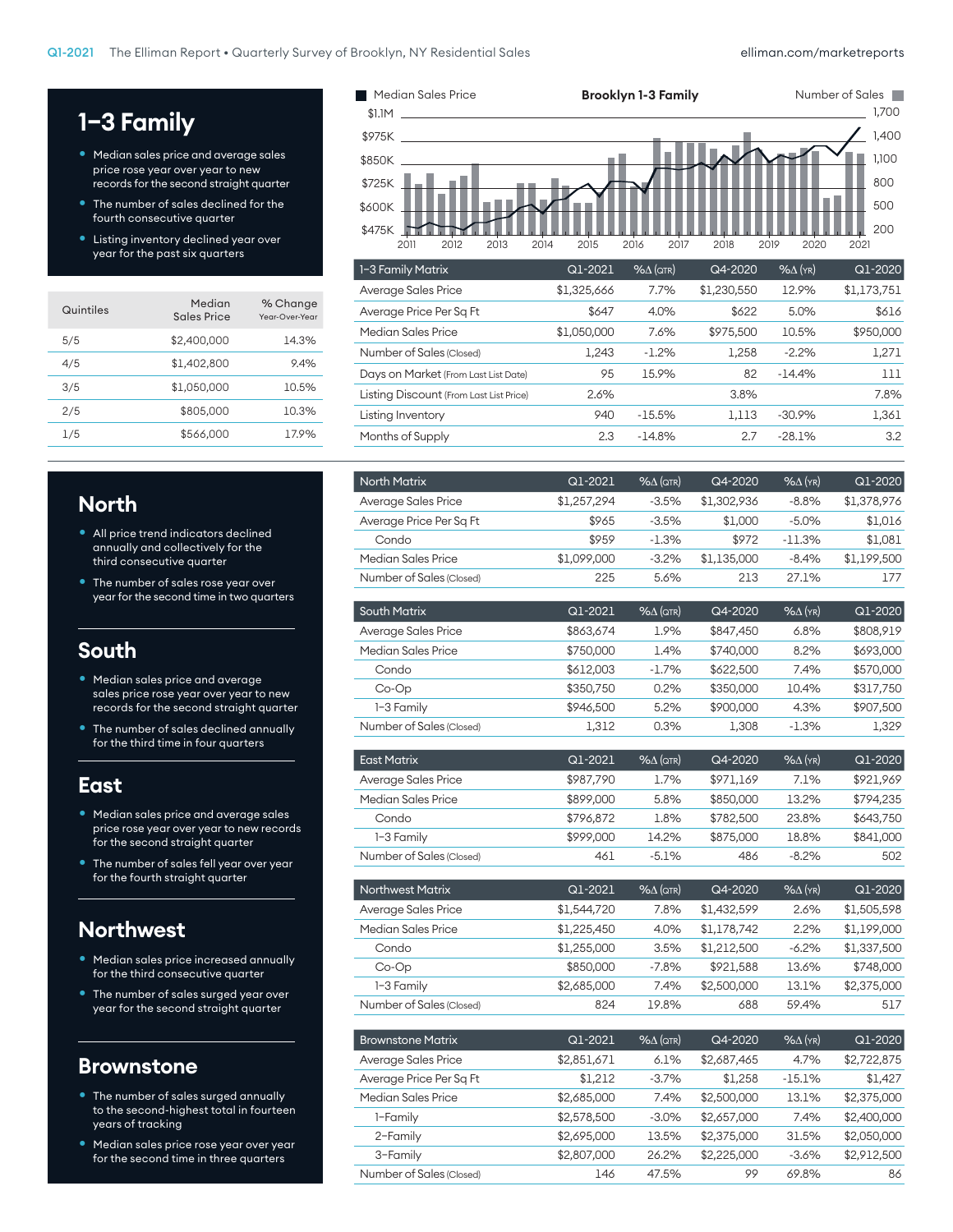## 1–3 Family

- Median sales price and average sales price rose year over year to new records for the second straight quarter
- The number of sales declined for the fourth consecutive quarter
- Listing inventory declined year over year for the past six quarters

| Quintiles | Median Sales Price | % Change Year-Over-Year |
|---|---|---|
| 5/5 | $2,400,000 | 14.3% |
| 4/5 | $1,402,800 | 9.4% |
| 3/5 | $1,050,000 | 10.5% |
| 2/5 | $805,000 | 10.3% |
| 1/5 | $566,000 | 17.9% |

**Brooklyn 1-3 Family**

Median Sales Price / Number of Sales

| 1-3 Family Matrix | Q1-2021 | %Δ (QTR) | Q4-2020 | %Δ (YR) | Q1-2020 |
|---|---|---|---|---|---|
| Average Sales Price | $1,325,666 | 7.7% | $1,230,550 | 12.9% | $1,173,751 |
| Average Price Per Sq Ft | $647 | 4.0% | $622 | 5.0% | $616 |
| Median Sales Price | $1,050,000 | 7.6% | $975,500 | 10.5% | $950,000 |
| Number of Sales (Closed) | 1,243 | -1.2% | 1,258 | -2.2% | 1,271 |
| Days on Market (From Last List Date) | 95 | 15.9% | 82 | -14.4% | 111 |
| Listing Discount (From Last List Price) | 2.6% | | 3.8% | | 7.8% |
| Listing Inventory | 940 | -15.5% | 1,113 | -30.9% | 1,361 |
| Months of Supply | 2.3 | -14.8% | 2.7 | -28.1% | 3.2 |

## North

- All price trend indicators declined annually and collectively for the third consecutive quarter
- The number of sales rose year over year for the second time in two quarters

| North Matrix | Q1-2021 | %Δ (QTR) | Q4-2020 | %Δ (YR) | Q1-2020 |
|---|---|---|---|---|---|
| Average Sales Price | $1,257,294 | -3.5% | $1,302,936 | -8.8% | $1,378,976 |
| Average Price Per Sq Ft | $965 | -3.5% | $1,000 | -5.0% | $1,016 |
| Condo | $959 | -1.3% | $972 | -11.3% | $1,081 |
| Median Sales Price | $1,099,000 | -3.2% | $1,135,000 | -8.4% | $1,199,500 |
| Number of Sales (Closed) | 225 | 5.6% | 213 | 27.1% | 177 |

## South

- Median sales price and average sales price rose year over year to new records for the second straight quarter
- The number of sales declined annually for the third time in four quarters

| South Matrix | Q1-2021 | %Δ (QTR) | Q4-2020 | %Δ (YR) | Q1-2020 |
|---|---|---|---|---|---|
| Average Sales Price | $863,674 | 1.9% | $847,450 | 6.8% | $808,919 |
| Median Sales Price | $750,000 | 1.4% | $740,000 | 8.2% | $693,000 |
| Condo | $612,003 | -1.7% | $622,500 | 7.4% | $570,000 |
| Co-Op | $350,750 | 0.2% | $350,000 | 10.4% | $317,750 |
| 1-3 Family | $946,500 | 5.2% | $900,000 | 4.3% | $907,500 |
| Number of Sales (Closed) | 1,312 | 0.3% | 1,308 | -1.3% | 1,329 |

## East

- Median sales price and average sales price rose year over year to new records for the second straight quarter
- The number of sales fell year over year for the fourth straight quarter

| East Matrix | Q1-2021 | %Δ (QTR) | Q4-2020 | %Δ (YR) | Q1-2020 |
|---|---|---|---|---|---|
| Average Sales Price | $987,790 | 1.7% | $971,169 | 7.1% | $921,969 |
| Median Sales Price | $899,000 | 5.8% | $850,000 | 13.2% | $794,235 |
| Condo | $796,872 | 1.8% | $782,500 | 23.8% | $643,750 |
| 1-3 Family | $999,000 | 14.2% | $875,000 | 18.8% | $841,000 |
| Number of Sales (Closed) | 461 | -5.1% | 486 | -8.2% | 502 |

## Northwest

- Median sales price increased annually for the third consecutive quarter
- The number of sales surged year over year for the second straight quarter

| Northwest Matrix | Q1-2021 | %Δ (QTR) | Q4-2020 | %Δ (YR) | Q1-2020 |
|---|---|---|---|---|---|
| Average Sales Price | $1,544,720 | 7.8% | $1,432,599 | 2.6% | $1,505,598 |
| Median Sales Price | $1,225,450 | 4.0% | $1,178,742 | 2.2% | $1,199,000 |
| Condo | $1,255,000 | 3.5% | $1,212,500 | -6.2% | $1,337,500 |
| Co-Op | $850,000 | -7.8% | $921,588 | 13.6% | $748,000 |
| 1-3 Family | $2,685,000 | 7.4% | $2,500,000 | 13.1% | $2,375,000 |
| Number of Sales (Closed) | 824 | 19.8% | 688 | 59.4% | 517 |

## Brownstone

- The number of sales surged annually to the second-highest total in fourteen years of tracking
- Median sales price rose year over year for the second time in three quarters

| Brownstone Matrix | Q1-2021 | %Δ (QTR) | Q4-2020 | %Δ (YR) | Q1-2020 |
|---|---|---|---|---|---|
| Average Sales Price | $2,851,671 | 6.1% | $2,687,465 | 4.7% | $2,722,875 |
| Average Price Per Sq Ft | $1,212 | -3.7% | $1,258 | -15.1% | $1,427 |
| Median Sales Price | $2,685,000 | 7.4% | $2,500,000 | 13.1% | $2,375,000 |
| 1-Family | $2,578,500 | -3.0% | $2,657,000 | 7.4% | $2,400,000 |
| 2-Family | $2,695,000 | 13.5% | $2,375,000 | 31.5% | $2,050,000 |
| 3-Family | $2,807,000 | 26.2% | $2,225,000 | -3.6% | $2,912,500 |
| Number of Sales (Closed) | 146 | 47.5% | 99 | 69.8% | 86 |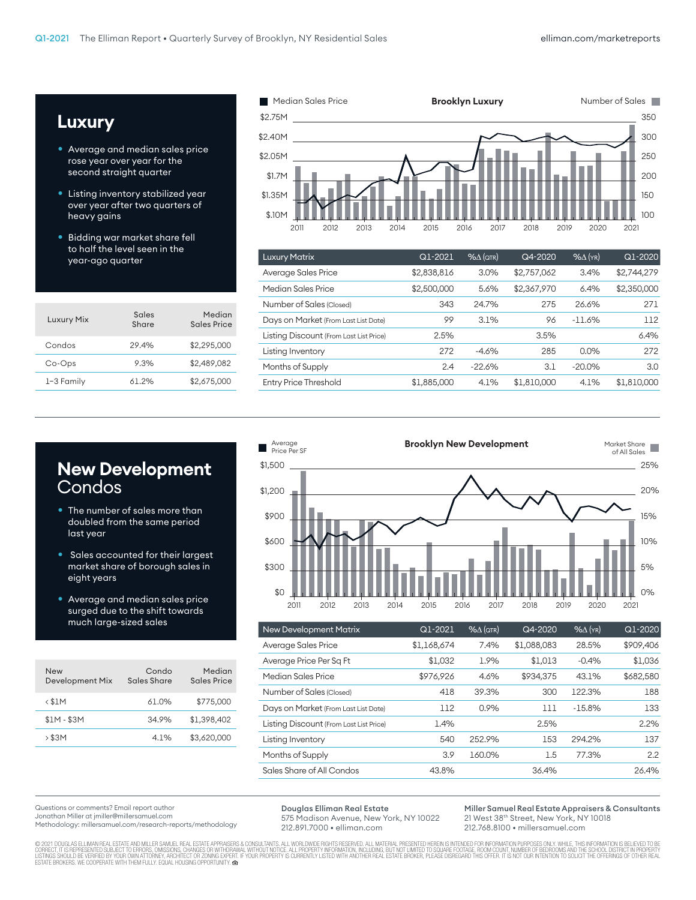## Luxury

- Average and median sales price rose year over year for the second straight quarter
- Listing inventory stabilized year over year after two quarters of heavy gains
- Bidding war market share fell to half the level seen in the year-ago quarter

| Luxury Mix | Sales Share | Median Sales Price |
|---|---|---|
| Condos | 29.4% | $2,295,000 |
| Co-Ops | 9.3% | $2,489,082 |
| 1-3 Family | 61.2% | $2,675,000 |

Median Sales Price
Brooklyn Luxury
Number of Sales
$2.75M
$2.40M
$2.05M
$1.7M
$1.35M
$.10M
350
300
250
200
150
100
2011 2012 2013 2014 2015 2016 2017 2018 2019 2020 2021

| Luxury Matrix | Q1-2021 | %Δ (QTR) | Q4-2020 | %Δ (YR) | Q1-2020 |
|---|---|---|---|---|---|
| Average Sales Price | $2,838,816 | 3.0% | $2,757,062 | 3.4% | $2,744,279 |
| Median Sales Price | $2,500,000 | 5.6% | $2,367,970 | 6.4% | $2,350,000 |
| Number of Sales (Closed) | 343 | 24.7% | 275 | 26.6% | 271 |
| Days on Market (From Last List Date) | 99 | 3.1% | 96 | -11.6% | 112 |
| Listing Discount (From Last List Price) | 2.5% | | 3.5% | | 6.4% |
| Listing Inventory | 272 | -4.6% | 285 | 0.0% | 272 |
| Months of Supply | 2.4 | -22.6% | 3.1 | -20.0% | 3.0 |
| Entry Price Threshold | $1,885,000 | 4.1% | $1,810,000 | 4.1% | $1,810,000 |

## New Development Condos

- The number of sales more than doubled from the same period last year
- Sales accounted for their largest market share of borough sales in eight years
- Average and median sales price surged due to the shift towards much large-sized sales

| New Development Mix | Condo Sales Share | Median Sales Price |
|---|---|---|
| < $1M | 61.0% | $775,000 |
| $1M - $3M | 34.9% | $1,398,402 |
| > $3M | 4.1% | $3,620,000 |

Average Price Per SF
Brooklyn New Development
Market Share of All Sales
$1,500
$1,200
$900
$600
$300
$0
25%
20%
15%
10%
5%
0%
2011 2012 2013 2014 2015 2016 2017 2018 2019 2020 2021

| New Development Matrix | Q1-2021 | %Δ (QTR) | Q4-2020 | %Δ (YR) | Q1-2020 |
|---|---|---|---|---|---|
| Average Sales Price | $1,168,674 | 7.4% | $1,088,083 | 28.5% | $909,406 |
| Average Price Per Sq Ft | $1,032 | 1.9% | $1,013 | -0.4% | $1,036 |
| Median Sales Price | $976,926 | 4.6% | $934,375 | 43.1% | $682,580 |
| Number of Sales (Closed) | 418 | 39.3% | 300 | 122.3% | 188 |
| Days on Market (From Last List Date) | 112 | 0.9% | 111 | -15.8% | 133 |
| Listing Discount (From Last List Price) | 1.4% | | 2.5% | | 2.2% |
| Listing Inventory | 540 | 252.9% | 153 | 294.2% | 137 |
| Months of Supply | 3.9 | 160.0% | 1.5 | 77.3% | 2.2 |
| Sales Share of All Condos | 43.8% | | 36.4% | | 26.4% |

Questions or comments? Email report author Jonathan Miller at jmiller@millersamuel.com
Methodology: millersamuel.com/research-reports/methodology

**Douglas Elliman Real Estate**
575 Madison Avenue, New York, NY 10022
212.891.7000 • elliman.com

**Miller Samuel Real Estate Appraisers & Consultants**
21 West 38th Street, New York, NY 10018
212.768.8100 • millersamuel.com

© 2021 DOUGLAS ELLIMAN REAL ESTATE AND MILLER SAMUEL REAL ESTATE APPRAISERS & CONSULTANTS. ALL WORLDWIDE RIGHTS RESERVED. ALL MATERIAL PRESENTED HEREIN IS INTENDED FOR INFORMATION PURPOSES ONLY. WHILE, THIS INFORMATION IS BELIEVED TO BE CORRECT, IT IS REPRESENTED SUBJECT TO ERRORS, OMISSIONS, CHANGES OR WITHDRAWAL WITHOUT NOTICE. ALL PROPERTY INFORMATION, INCLUDING, BUT NOT LIMITED TO SQUARE FOOTAGE, ROOM COUNT, NUMBER OF BEDROOMS AND THE SCHOOL DISTRICT IN PROPERTY LISTINGS SHOULD BE VERIFIED BY YOUR OWN ATTORNEY, ARCHITECT OR ZONING EXPERT. IF YOUR PROPERTY IS CURRENTLY LISTED WITH ANOTHER REAL ESTATE BROKER, PLEASE DISREGARD THIS OFFER. IT IS NOT OUR INTENTION TO SOLICIT THE OFFERINGS OF OTHER REAL ESTATE BROKERS. WE COOPERATE WITH THEM FULLY. EQUAL HOUSING OPPORTUNITY.